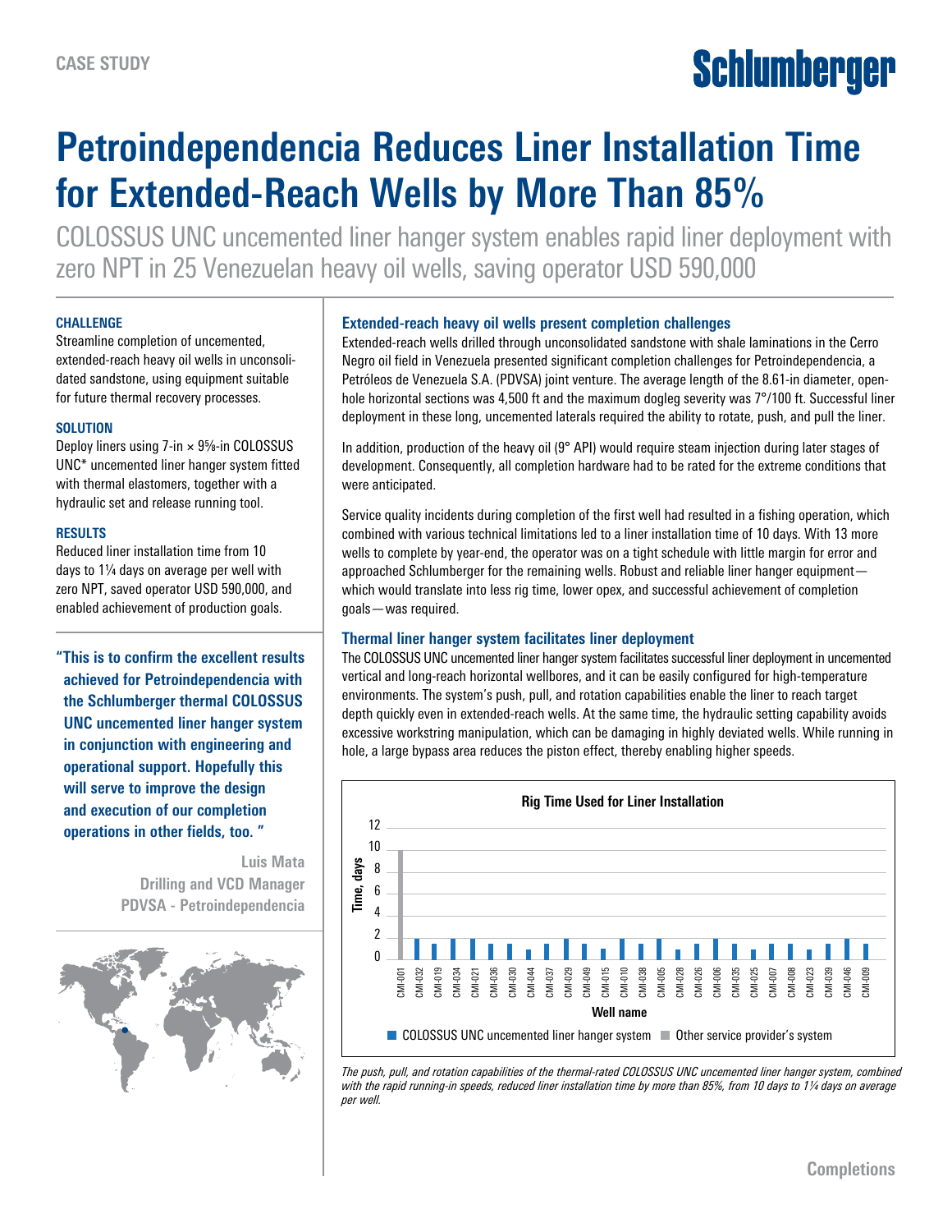CASE STUDY

# Petroindependencia Reduces Liner Installation Time for Extended-Reach Wells by More Than 85%

COLOSSUS UNC uncemented liner hanger system enables rapid liner deployment with zero NPT in 25 Venezuelan heavy oil wells, saving operator USD 590,000

### CHALLENGE

Streamline completion of uncemented, extended-reach heavy oil wells in unconsolidated sandstone, using equipment suitable for future thermal recovery processes.

### SOLUTION

Deploy liners using 7-in × 9⅝-in COLOSSUS UNC* uncemented liner hanger system fitted with thermal elastomers, together with a hydraulic set and release running tool.

### RESULTS

Reduced liner installation time from 10 days to 1¼ days on average per well with zero NPT, saved operator USD 590,000, and enabled achievement of production goals.

**"This is to confirm the excellent results achieved for Petroindependencia with the Schlumberger thermal COLOSSUS UNC uncemented liner hanger system in conjunction with engineering and operational support. Hopefully this will serve to improve the design and execution of our completion operations in other fields, too. "**

**Luis Mata**
**Drilling and VCD Manager**
**PDVSA - Petroindependencia**

## Extended-reach heavy oil wells present completion challenges

Extended-reach wells drilled through unconsolidated sandstone with shale laminations in the Cerro Negro oil field in Venezuela presented significant completion challenges for Petroindependencia, a Petróleos de Venezuela S.A. (PDVSA) joint venture. The average length of the 8.61-in diameter, openhole horizontal sections was 4,500 ft and the maximum dogleg severity was 7°/100 ft. Successful liner deployment in these long, uncemented laterals required the ability to rotate, push, and pull the liner.

In addition, production of the heavy oil (9° API) would require steam injection during later stages of development. Consequently, all completion hardware had to be rated for the extreme conditions that were anticipated.

Service quality incidents during completion of the first well had resulted in a fishing operation, which combined with various technical limitations led to a liner installation time of 10 days. With 13 more wells to complete by year-end, the operator was on a tight schedule with little margin for error and approached Schlumberger for the remaining wells. Robust and reliable liner hanger equipment—which would translate into less rig time, lower opex, and successful achievement of completion goals—was required.

## Thermal liner hanger system facilitates liner deployment

The COLOSSUS UNC uncemented liner hanger system facilitates successful liner deployment in uncemented vertical and long-reach horizontal wellbores, and it can be easily configured for high-temperature environments. The system's push, pull, and rotation capabilities enable the liner to reach target depth quickly even in extended-reach wells. At the same time, the hydraulic setting capability avoids excessive workstring manipulation, which can be damaging in highly deviated wells. While running in hole, a large bypass area reduces the piston effect, thereby enabling higher speeds.

**Rig Time Used for Liner Installation**

| Well name | Time, days | System |
|---|---|---|
| CMI-001 | 10 | Other service provider's system |
| CMI-032 | 2 | COLOSSUS UNC |
| CMI-019 | 1.5 | COLOSSUS UNC |
| CMI-034 | 2 | COLOSSUS UNC |
| CMI-021 | 2 | COLOSSUS UNC |
| CMI-036 | 1.5 | COLOSSUS UNC |
| CMI-030 | 1.5 | COLOSSUS UNC |
| CMI-044 | 1 | COLOSSUS UNC |
| CMI-037 | 1.5 | COLOSSUS UNC |
| CMI-029 | 2 | COLOSSUS UNC |
| CMI-049 | 1.5 | COLOSSUS UNC |
| CMI-015 | 1 | COLOSSUS UNC |
| CMI-010 | 2 | COLOSSUS UNC |
| CMI-038 | 1.5 | COLOSSUS UNC |
| CMI-005 | 2 | COLOSSUS UNC |
| CMI-028 | 1 | COLOSSUS UNC |
| CMI-026 | 1.5 | COLOSSUS UNC |
| CMI-006 | 2 | COLOSSUS UNC |
| CMI-035 | 1.5 | COLOSSUS UNC |
| CMI-025 | 1 | COLOSSUS UNC |
| CMI-007 | 1.5 | COLOSSUS UNC |
| CMI-008 | 1.5 | COLOSSUS UNC |
| CMI-023 | 1 | COLOSSUS UNC |
| CMI-039 | 1.5 | COLOSSUS UNC |
| CMI-046 | 2 | COLOSSUS UNC |
| CMI-009 | 1.5 | COLOSSUS UNC |

■ COLOSSUS UNC uncemented liner hanger system ■ Other service provider's system

*The push, pull, and rotation capabilities of the thermal-rated COLOSSUS UNC uncemented liner hanger system, combined with the rapid running-in speeds, reduced liner installation time by more than 85%, from 10 days to 1¼ days on average per well.*

Completions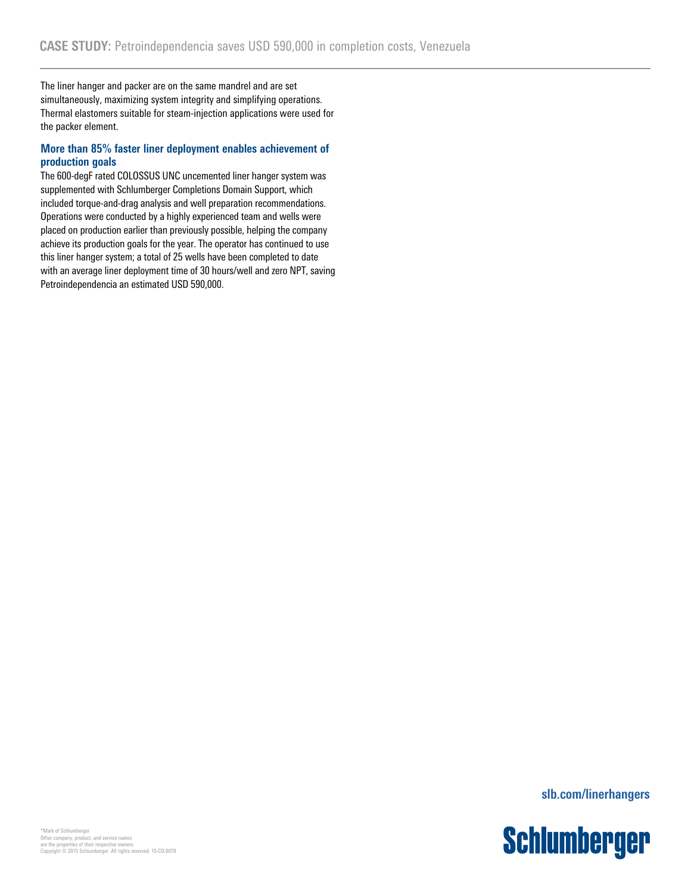The liner hanger and packer are on the same mandrel and are set simultaneously, maximizing system integrity and simplifying operations. Thermal elastomers suitable for steam-injection applications were used for the packer element.

## More than 85% faster liner deployment enables achievement of production goals

The 600-degF rated COLOSSUS UNC uncemented liner hanger system was supplemented with Schlumberger Completions Domain Support, which included torque-and-drag analysis and well preparation recommendations. Operations were conducted by a highly experienced team and wells were placed on production earlier than previously possible, helping the company achieve its production goals for the year. The operator has continued to use this liner hanger system; a total of 25 wells have been completed to date with an average liner deployment time of 30 hours/well and zero NPT, saving Petroindependencia an estimated USD 590,000.

**slb.com/linerhangers**

*Mark of Schlumberger
Other company, product, and service names are the properties of their respective owners.
Copyright © 2015 Schlumberger. All rights reserved. 15-CO-0070

**Schlumberger**